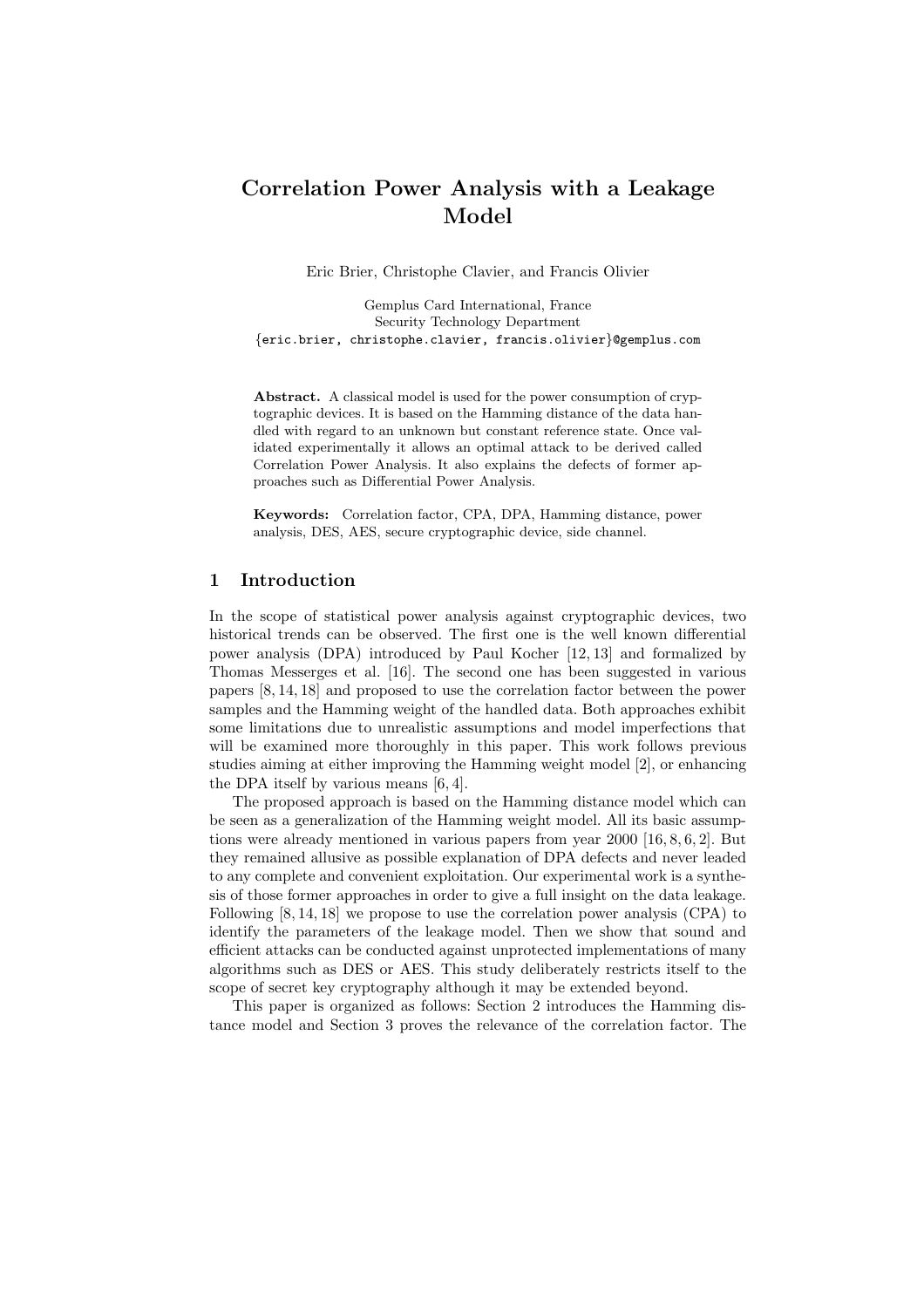# Correlation Power Analysis with a Leakage Model

Eric Brier, Christophe Clavier, and Francis Olivier

Gemplus Card International, France
Security Technology Department
{eric.brier, christophe.clavier, francis.olivier}@gemplus.com

**Abstract.** A classical model is used for the power consumption of cryptographic devices. It is based on the Hamming distance of the data handled with regard to an unknown but constant reference state. Once validated experimentally it allows an optimal attack to be derived called Correlation Power Analysis. It also explains the defects of former approaches such as Differential Power Analysis.

**Keywords:** Correlation factor, CPA, DPA, Hamming distance, power analysis, DES, AES, secure cryptographic device, side channel.

## 1 Introduction

In the scope of statistical power analysis against cryptographic devices, two historical trends can be observed. The first one is the well known differential power analysis (DPA) introduced by Paul Kocher [12, 13] and formalized by Thomas Messerges et al. [16]. The second one has been suggested in various papers [8, 14, 18] and proposed to use the correlation factor between the power samples and the Hamming weight of the handled data. Both approaches exhibit some limitations due to unrealistic assumptions and model imperfections that will be examined more thoroughly in this paper. This work follows previous studies aiming at either improving the Hamming weight model [2], or enhancing the DPA itself by various means [6, 4].

The proposed approach is based on the Hamming distance model which can be seen as a generalization of the Hamming weight model. All its basic assumptions were already mentioned in various papers from year 2000 [16, 8, 6, 2]. But they remained allusive as possible explanation of DPA defects and never leaded to any complete and convenient exploitation. Our experimental work is a synthesis of those former approaches in order to give a full insight on the data leakage. Following [8, 14, 18] we propose to use the correlation power analysis (CPA) to identify the parameters of the leakage model. Then we show that sound and efficient attacks can be conducted against unprotected implementations of many algorithms such as DES or AES. This study deliberately restricts itself to the scope of secret key cryptography although it may be extended beyond.

This paper is organized as follows: Section 2 introduces the Hamming distance model and Section 3 proves the relevance of the correlation factor. The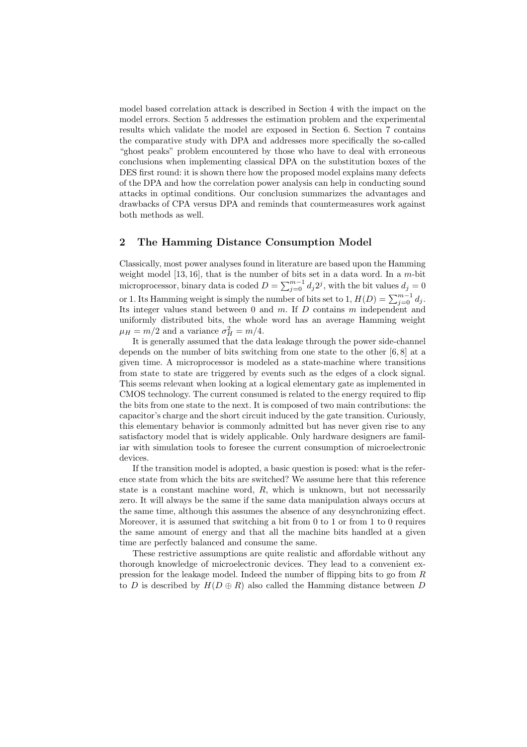model based correlation attack is described in Section 4 with the impact on the model errors. Section 5 addresses the estimation problem and the experimental results which validate the model are exposed in Section 6. Section 7 contains the comparative study with DPA and addresses more specifically the so-called "ghost peaks" problem encountered by those who have to deal with erroneous conclusions when implementing classical DPA on the substitution boxes of the DES first round: it is shown there how the proposed model explains many defects of the DPA and how the correlation power analysis can help in conducting sound attacks in optimal conditions. Our conclusion summarizes the advantages and drawbacks of CPA versus DPA and reminds that countermeasures work against both methods as well.

## 2 The Hamming Distance Consumption Model

Classically, most power analyses found in literature are based upon the Hamming weight model [13, 16], that is the number of bits set in a data word. In a $m$-bit microprocessor, binary data is coded $D = \sum_{j=0}^{m-1} d_j 2^j$, with the bit values $d_j = 0$ or 1. Its Hamming weight is simply the number of bits set to 1, $H(D) = \sum_{j=0}^{m-1} d_j$. Its integer values stand between 0 and $m$. If $D$ contains $m$ independent and uniformly distributed bits, the whole word has an average Hamming weight $\mu_H = m/2$ and a variance $\sigma_H^2 = m/4$.

It is generally assumed that the data leakage through the power side-channel depends on the number of bits switching from one state to the other [6, 8] at a given time. A microprocessor is modeled as a state-machine where transitions from state to state are triggered by events such as the edges of a clock signal. This seems relevant when looking at a logical elementary gate as implemented in CMOS technology. The current consumed is related to the energy required to flip the bits from one state to the next. It is composed of two main contributions: the capacitor's charge and the short circuit induced by the gate transition. Curiously, this elementary behavior is commonly admitted but has never given rise to any satisfactory model that is widely applicable. Only hardware designers are familiar with simulation tools to foresee the current consumption of microelectronic devices.

If the transition model is adopted, a basic question is posed: what is the reference state from which the bits are switched? We assume here that this reference state is a constant machine word, $R$, which is unknown, but not necessarily zero. It will always be the same if the same data manipulation always occurs at the same time, although this assumes the absence of any desynchronizing effect. Moreover, it is assumed that switching a bit from 0 to 1 or from 1 to 0 requires the same amount of energy and that all the machine bits handled at a given time are perfectly balanced and consume the same.

These restrictive assumptions are quite realistic and affordable without any thorough knowledge of microelectronic devices. They lead to a convenient expression for the leakage model. Indeed the number of flipping bits to go from $R$ to $D$ is described by $H(D \oplus R)$ also called the Hamming distance between $D$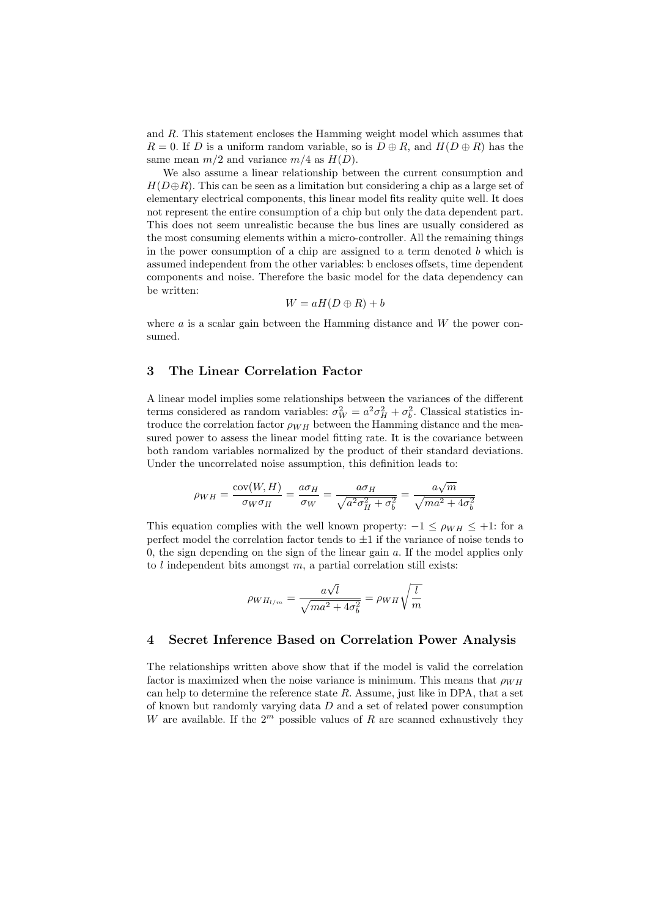and $R$. This statement encloses the Hamming weight model which assumes that $R = 0$. If $D$ is a uniform random variable, so is $D \oplus R$, and $H(D \oplus R)$ has the same mean $m/2$ and variance $m/4$ as $H(D)$.

We also assume a linear relationship between the current consumption and $H(D \oplus R)$. This can be seen as a limitation but considering a chip as a large set of elementary electrical components, this linear model fits reality quite well. It does not represent the entire consumption of a chip but only the data dependent part. This does not seem unrealistic because the bus lines are usually considered as the most consuming elements within a micro-controller. All the remaining things in the power consumption of a chip are assigned to a term denoted $b$ which is assumed independent from the other variables: b encloses offsets, time dependent components and noise. Therefore the basic model for the data dependency can be written:

$$W = aH(D \oplus R) + b$$

where $a$ is a scalar gain between the Hamming distance and $W$ the power consumed.

## 3 The Linear Correlation Factor

A linear model implies some relationships between the variances of the different terms considered as random variables: $\sigma_W^2 = a^2\sigma_H^2 + \sigma_b^2$. Classical statistics introduce the correlation factor $\rho_{WH}$ between the Hamming distance and the measured power to assess the linear model fitting rate. It is the covariance between both random variables normalized by the product of their standard deviations. Under the uncorrelated noise assumption, this definition leads to:

$$\rho_{WH} = \frac{\text{cov}(W, H)}{\sigma_W \sigma_H} = \frac{a\sigma_H}{\sigma_W} = \frac{a\sigma_H}{\sqrt{a^2\sigma_H^2 + \sigma_b^2}} = \frac{a\sqrt{m}}{\sqrt{ma^2 + 4\sigma_b^2}}$$

This equation complies with the well known property: $-1 \leq \rho_{WH} \leq +1$: for a perfect model the correlation factor tends to $\pm 1$ if the variance of noise tends to 0, the sign depending on the sign of the linear gain $a$. If the model applies only to $l$ independent bits amongst $m$, a partial correlation still exists:

$$\rho_{WH_{l/m}} = \frac{a\sqrt{l}}{\sqrt{ma^2 + 4\sigma_b^2}} = \rho_{WH}\sqrt{\frac{l}{m}}$$

## 4 Secret Inference Based on Correlation Power Analysis

The relationships written above show that if the model is valid the correlation factor is maximized when the noise variance is minimum. This means that $\rho_{WH}$ can help to determine the reference state $R$. Assume, just like in DPA, that a set of known but randomly varying data $D$ and a set of related power consumption $W$ are available. If the $2^m$ possible values of $R$ are scanned exhaustively they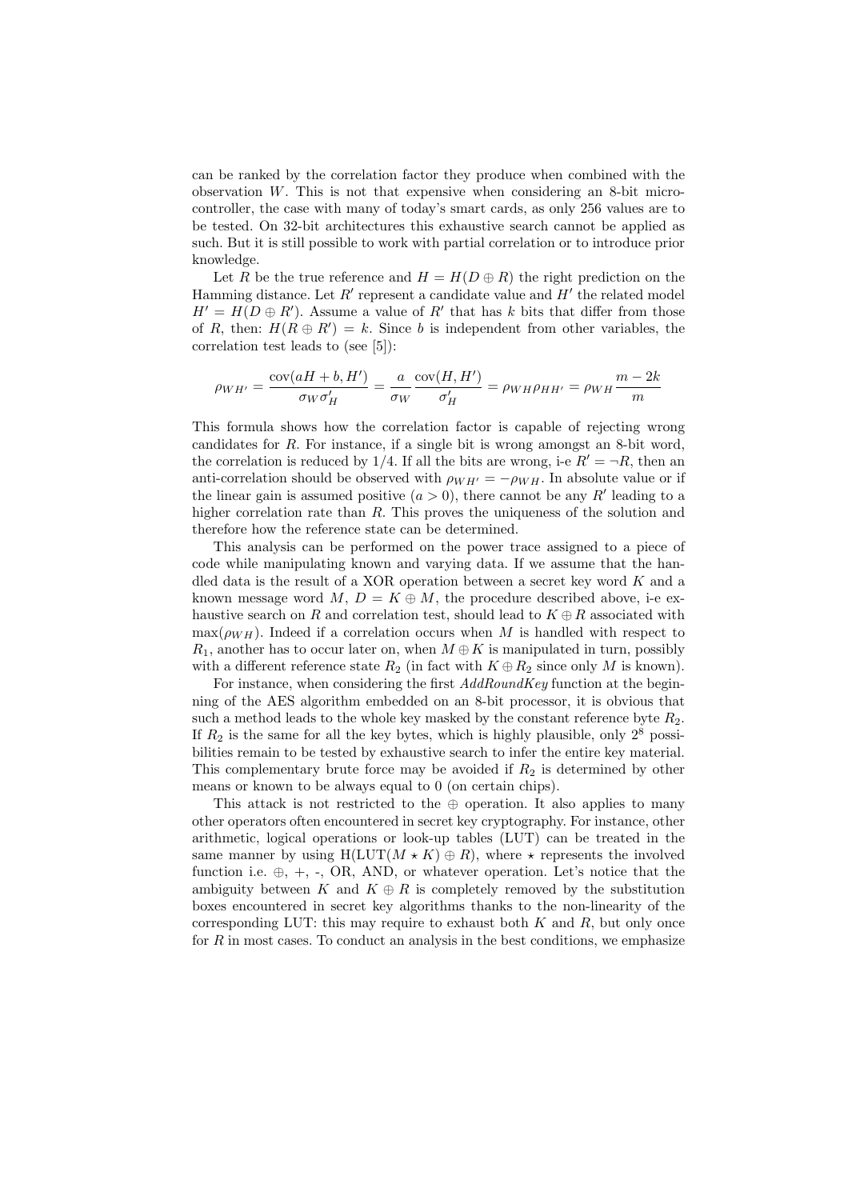can be ranked by the correlation factor they produce when combined with the observation $W$. This is not that expensive when considering an 8-bit micro-controller, the case with many of today's smart cards, as only 256 values are to be tested. On 32-bit architectures this exhaustive search cannot be applied as such. But it is still possible to work with partial correlation or to introduce prior knowledge.

Let $R$ be the true reference and $H = H(D \oplus R)$ the right prediction on the Hamming distance. Let $R'$ represent a candidate value and $H'$ the related model $H' = H(D \oplus R')$. Assume a value of $R'$ that has $k$ bits that differ from those of $R$, then: $H(R \oplus R') = k$. Since $b$ is independent from other variables, the correlation test leads to (see [5]):

$$\rho_{WH'} = \frac{\text{cov}(aH + b, H')}{\sigma_W \sigma'_H} = \frac{a}{\sigma_W} \frac{\text{cov}(H, H')}{\sigma'_H} = \rho_{WH}\rho_{HH'} = \rho_{WH}\frac{m - 2k}{m}$$

This formula shows how the correlation factor is capable of rejecting wrong candidates for $R$. For instance, if a single bit is wrong amongst an 8-bit word, the correlation is reduced by 1/4. If all the bits are wrong, i-e $R' = \neg R$, then an anti-correlation should be observed with $\rho_{WH'} = -\rho_{WH}$. In absolute value or if the linear gain is assumed positive ($a > 0$), there cannot be any $R'$ leading to a higher correlation rate than $R$. This proves the uniqueness of the solution and therefore how the reference state can be determined.

This analysis can be performed on the power trace assigned to a piece of code while manipulating known and varying data. If we assume that the handled data is the result of a XOR operation between a secret key word $K$ and a known message word $M$, $D = K \oplus M$, the procedure described above, i-e exhaustive search on $R$ and correlation test, should lead to $K \oplus R$ associated with $\max(\rho_{WH})$. Indeed if a correlation occurs when $M$ is handled with respect to $R_1$, another has to occur later on, when $M \oplus K$ is manipulated in turn, possibly with a different reference state $R_2$ (in fact with $K \oplus R_2$ since only $M$ is known).

For instance, when considering the first *AddRoundKey* function at the beginning of the AES algorithm embedded on an 8-bit processor, it is obvious that such a method leads to the whole key masked by the constant reference byte $R_2$. If $R_2$ is the same for all the key bytes, which is highly plausible, only $2^8$ possibilities remain to be tested by exhaustive search to infer the entire key material. This complementary brute force may be avoided if $R_2$ is determined by other means or known to be always equal to 0 (on certain chips).

This attack is not restricted to the $\oplus$ operation. It also applies to many other operators often encountered in secret key cryptography. For instance, other arithmetic, logical operations or look-up tables (LUT) can be treated in the same manner by using $\text{H}(\text{LUT}(M \star K) \oplus R)$, where $\star$ represents the involved function i.e. $\oplus$, +, -, OR, AND, or whatever operation. Let's notice that the ambiguity between $K$ and $K \oplus R$ is completely removed by the substitution boxes encountered in secret key algorithms thanks to the non-linearity of the corresponding LUT: this may require to exhaust both $K$ and $R$, but only once for $R$ in most cases. To conduct an analysis in the best conditions, we emphasize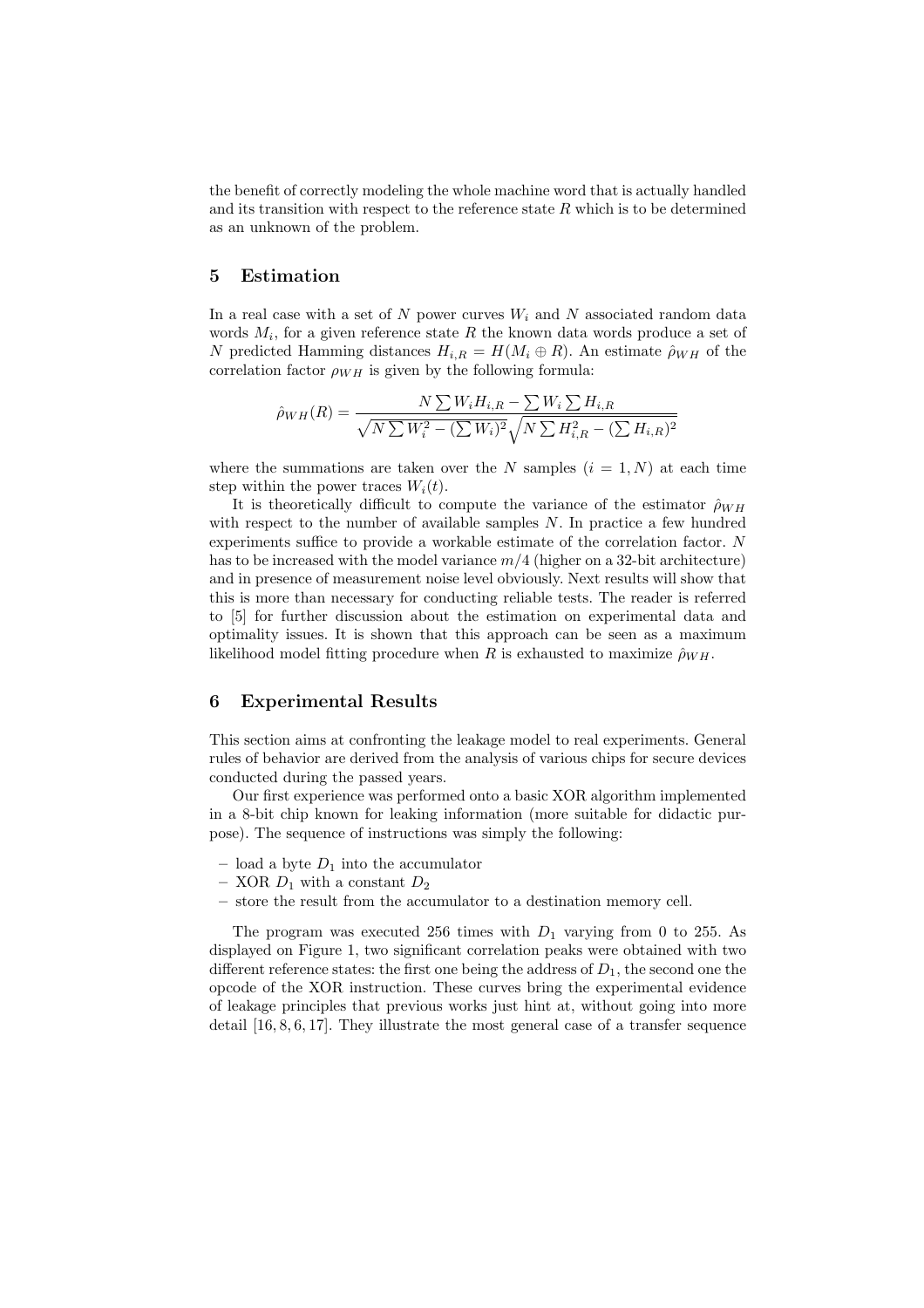the benefit of correctly modeling the whole machine word that is actually handled and its transition with respect to the reference state $R$ which is to be determined as an unknown of the problem.

## 5 Estimation

In a real case with a set of $N$ power curves $W_i$ and $N$ associated random data words $M_i$, for a given reference state $R$ the known data words produce a set of $N$ predicted Hamming distances $H_{i,R} = H(M_i \oplus R)$. An estimate $\hat{\rho}_{WH}$ of the correlation factor $\rho_{WH}$ is given by the following formula:

$$\hat{\rho}_{WH}(R) = \frac{N \sum W_i H_{i,R} - \sum W_i \sum H_{i,R}}{\sqrt{N \sum W_i^2 - (\sum W_i)^2} \sqrt{N \sum H_{i,R}^2 - (\sum H_{i,R})^2}}$$

where the summations are taken over the $N$ samples ($i = 1, N$) at each time step within the power traces $W_i(t)$.

It is theoretically difficult to compute the variance of the estimator $\hat{\rho}_{WH}$ with respect to the number of available samples $N$. In practice a few hundred experiments suffice to provide a workable estimate of the correlation factor. $N$ has to be increased with the model variance $m/4$ (higher on a 32-bit architecture) and in presence of measurement noise level obviously. Next results will show that this is more than necessary for conducting reliable tests. The reader is referred to [5] for further discussion about the estimation on experimental data and optimality issues. It is shown that this approach can be seen as a maximum likelihood model fitting procedure when $R$ is exhausted to maximize $\hat{\rho}_{WH}$.

## 6 Experimental Results

This section aims at confronting the leakage model to real experiments. General rules of behavior are derived from the analysis of various chips for secure devices conducted during the passed years.

Our first experience was performed onto a basic XOR algorithm implemented in a 8-bit chip known for leaking information (more suitable for didactic purpose). The sequence of instructions was simply the following:

- load a byte $D_1$ into the accumulator
- XOR $D_1$ with a constant $D_2$
- store the result from the accumulator to a destination memory cell.

The program was executed 256 times with $D_1$ varying from 0 to 255. As displayed on Figure 1, two significant correlation peaks were obtained with two different reference states: the first one being the address of $D_1$, the second one the opcode of the XOR instruction. These curves bring the experimental evidence of leakage principles that previous works just hint at, without going into more detail [16, 8, 6, 17]. They illustrate the most general case of a transfer sequence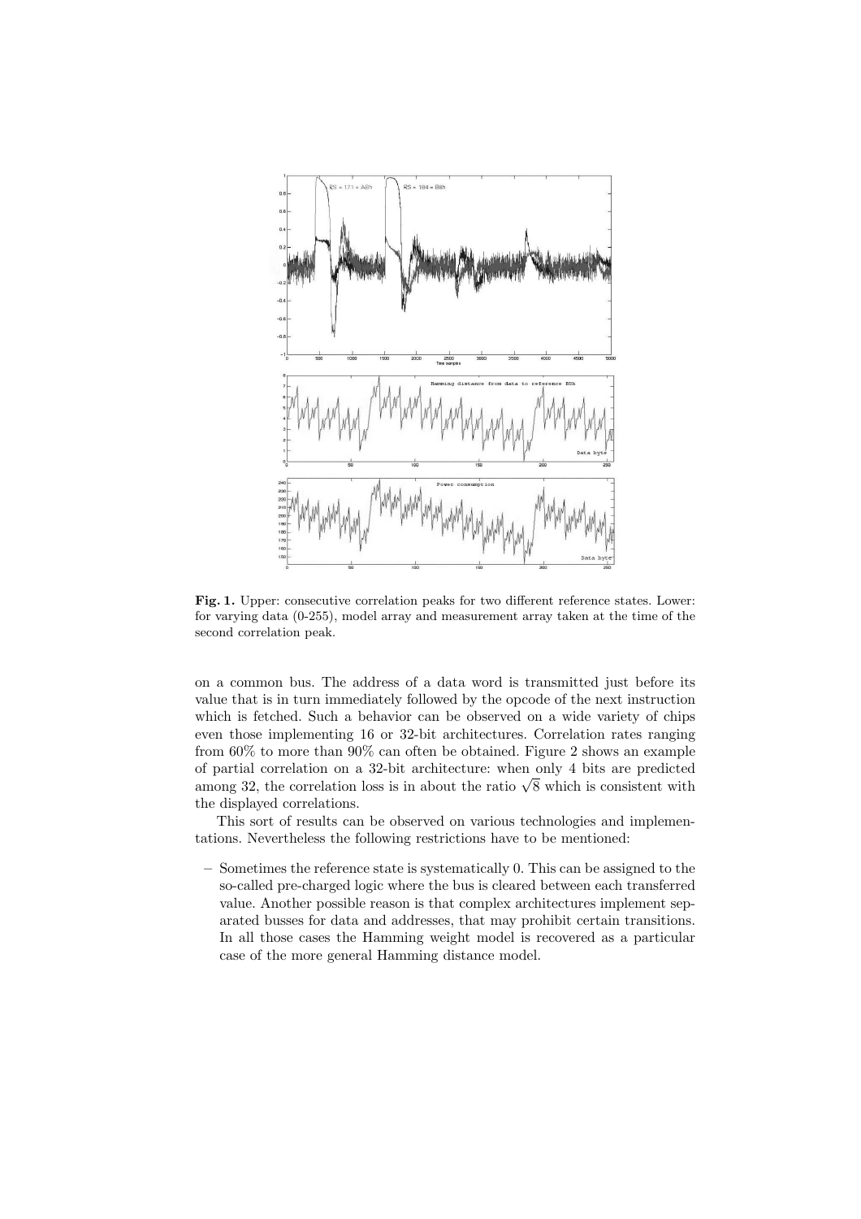**Fig. 1.** Upper: consecutive correlation peaks for two different reference states. Lower: for varying data (0-255), model array and measurement array taken at the time of the second correlation peak.

on a common bus. The address of a data word is transmitted just before its value that is in turn immediately followed by the opcode of the next instruction which is fetched. Such a behavior can be observed on a wide variety of chips even those implementing 16 or 32-bit architectures. Correlation rates ranging from 60% to more than 90% can often be obtained. Figure 2 shows an example of partial correlation on a 32-bit architecture: when only 4 bits are predicted among 32, the correlation loss is in about the ratio $\sqrt{8}$ which is consistent with the displayed correlations.

This sort of results can be observed on various technologies and implementations. Nevertheless the following restrictions have to be mentioned:

– Sometimes the reference state is systematically 0. This can be assigned to the so-called pre-charged logic where the bus is cleared between each transferred value. Another possible reason is that complex architectures implement separated busses for data and addresses, that may prohibit certain transitions. In all those cases the Hamming weight model is recovered as a particular case of the more general Hamming distance model.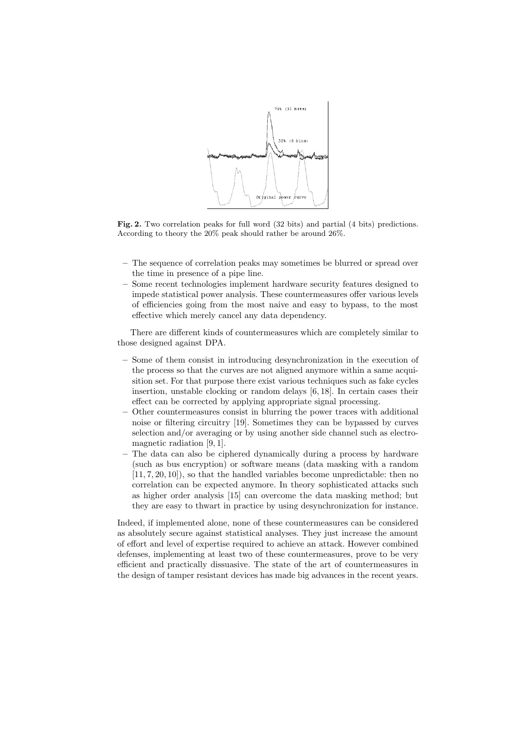75% (32 bits)

20% (4 bits)

Original power curve

**Fig. 2.** Two correlation peaks for full word (32 bits) and partial (4 bits) predictions. According to theory the 20% peak should rather be around 26%.

- The sequence of correlation peaks may sometimes be blurred or spread over the time in presence of a pipe line.
- Some recent technologies implement hardware security features designed to impede statistical power analysis. These countermeasures offer various levels of efficiencies going from the most naive and easy to bypass, to the most effective which merely cancel any data dependency.

There are different kinds of countermeasures which are completely similar to those designed against DPA.

- Some of them consist in introducing desynchronization in the execution of the process so that the curves are not aligned anymore within a same acquisition set. For that purpose there exist various techniques such as fake cycles insertion, unstable clocking or random delays [6, 18]. In certain cases their effect can be corrected by applying appropriate signal processing.
- Other countermeasures consist in blurring the power traces with additional noise or filtering circuitry [19]. Sometimes they can be bypassed by curves selection and/or averaging or by using another side channel such as electromagnetic radiation [9, 1].
- The data can also be ciphered dynamically during a process by hardware (such as bus encryption) or software means (data masking with a random [11, 7, 20, 10]), so that the handled variables become unpredictable: then no correlation can be expected anymore. In theory sophisticated attacks such as higher order analysis [15] can overcome the data masking method; but they are easy to thwart in practice by using desynchronization for instance.

Indeed, if implemented alone, none of these countermeasures can be considered as absolutely secure against statistical analyses. They just increase the amount of effort and level of expertise required to achieve an attack. However combined defenses, implementing at least two of these countermeasures, prove to be very efficient and practically dissuasive. The state of the art of countermeasures in the design of tamper resistant devices has made big advances in the recent years.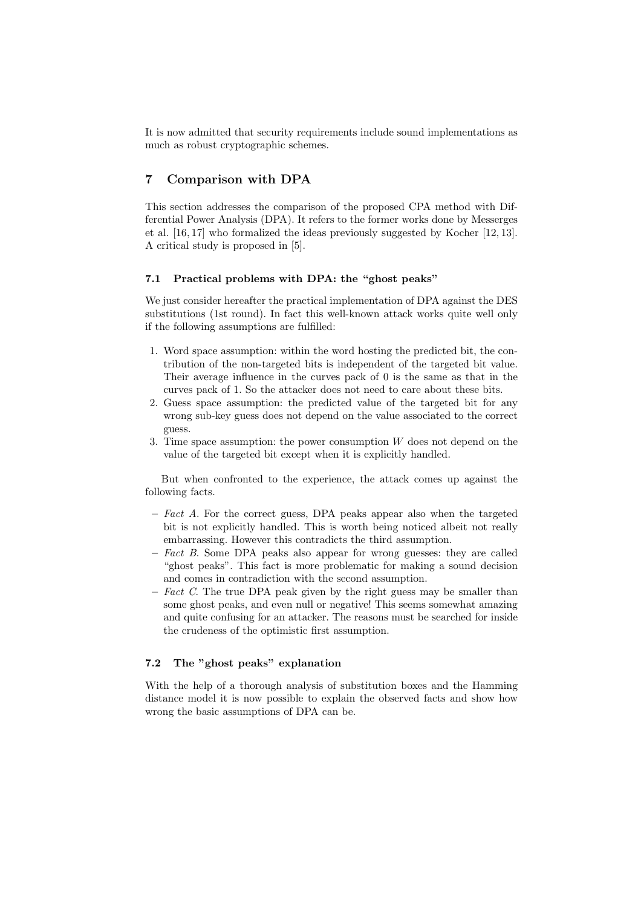It is now admitted that security requirements include sound implementations as much as robust cryptographic schemes.

## 7 Comparison with DPA

This section addresses the comparison of the proposed CPA method with Differential Power Analysis (DPA). It refers to the former works done by Messerges et al. [16, 17] who formalized the ideas previously suggested by Kocher [12, 13]. A critical study is proposed in [5].

### 7.1 Practical problems with DPA: the "ghost peaks"

We just consider hereafter the practical implementation of DPA against the DES substitutions (1st round). In fact this well-known attack works quite well only if the following assumptions are fulfilled:

1. Word space assumption: within the word hosting the predicted bit, the contribution of the non-targeted bits is independent of the targeted bit value. Their average influence in the curves pack of 0 is the same as that in the curves pack of 1. So the attacker does not need to care about these bits.
2. Guess space assumption: the predicted value of the targeted bit for any wrong sub-key guess does not depend on the value associated to the correct guess.
3. Time space assumption: the power consumption $W$ does not depend on the value of the targeted bit except when it is explicitly handled.

But when confronted to the experience, the attack comes up against the following facts.

- *Fact A*. For the correct guess, DPA peaks appear also when the targeted bit is not explicitly handled. This is worth being noticed albeit not really embarrassing. However this contradicts the third assumption.
- *Fact B*. Some DPA peaks also appear for wrong guesses: they are called "ghost peaks". This fact is more problematic for making a sound decision and comes in contradiction with the second assumption.
- *Fact C*. The true DPA peak given by the right guess may be smaller than some ghost peaks, and even null or negative! This seems somewhat amazing and quite confusing for an attacker. The reasons must be searched for inside the crudeness of the optimistic first assumption.

### 7.2 The "ghost peaks" explanation

With the help of a thorough analysis of substitution boxes and the Hamming distance model it is now possible to explain the observed facts and show how wrong the basic assumptions of DPA can be.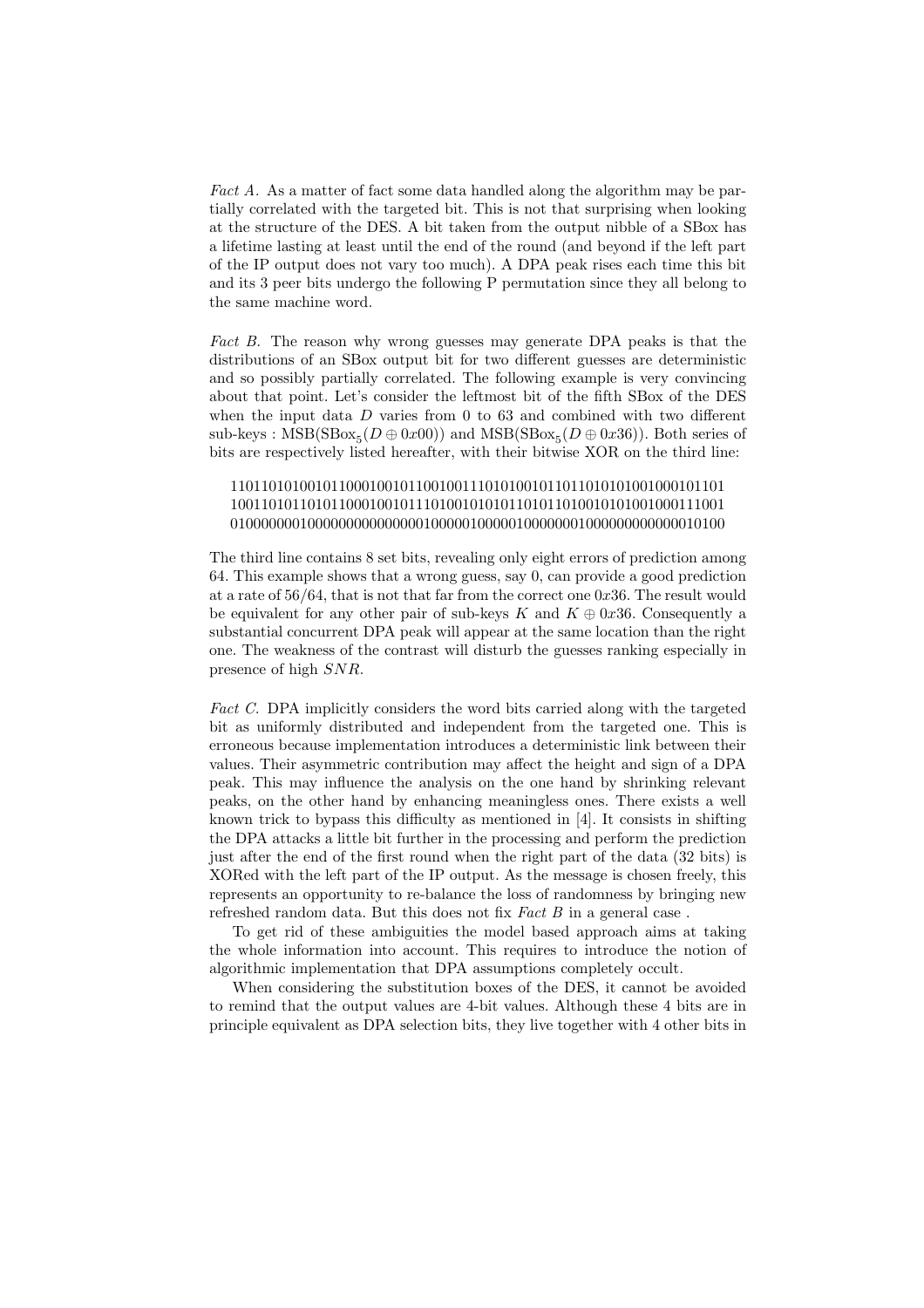*Fact A.* As a matter of fact some data handled along the algorithm may be partially correlated with the targeted bit. This is not that surprising when looking at the structure of the DES. A bit taken from the output nibble of a SBox has a lifetime lasting at least until the end of the round (and beyond if the left part of the IP output does not vary too much). A DPA peak rises each time this bit and its 3 peer bits undergo the following P permutation since they all belong to the same machine word.

*Fact B.* The reason why wrong guesses may generate DPA peaks is that the distributions of an SBox output bit for two different guesses are deterministic and so possibly partially correlated. The following example is very convincing about that point. Let's consider the leftmost bit of the fifth SBox of the DES when the input data $D$ varies from 0 to 63 and combined with two different sub-keys : $\mathrm{MSB}(\mathrm{SBox}_5(D \oplus 0x00))$ and $\mathrm{MSB}(\mathrm{SBox}_5(D \oplus 0x36))$. Both series of bits are respectively listed hereafter, with their bitwise XOR on the third line:

```
1101101010010110001001011001001110101001011011010101001000101101
1001101011010110001001011101001010101101011010010101001000111001
0100000001000000000000000010000010000010000000010000000000010100
```

The third line contains 8 set bits, revealing only eight errors of prediction among 64. This example shows that a wrong guess, say 0, can provide a good prediction at a rate of 56/64, that is not that far from the correct one $0x36$. The result would be equivalent for any other pair of sub-keys $K$ and $K \oplus 0x36$. Consequently a substantial concurrent DPA peak will appear at the same location than the right one. The weakness of the contrast will disturb the guesses ranking especially in presence of high $SNR$.

*Fact C.* DPA implicitly considers the word bits carried along with the targeted bit as uniformly distributed and independent from the targeted one. This is erroneous because implementation introduces a deterministic link between their values. Their asymmetric contribution may affect the height and sign of a DPA peak. This may influence the analysis on the one hand by shrinking relevant peaks, on the other hand by enhancing meaningless ones. There exists a well known trick to bypass this difficulty as mentioned in [4]. It consists in shifting the DPA attacks a little bit further in the processing and perform the prediction just after the end of the first round when the right part of the data (32 bits) is XORed with the left part of the IP output. As the message is chosen freely, this represents an opportunity to re-balance the loss of randomness by bringing new refreshed random data. But this does not fix *Fact B* in a general case .

To get rid of these ambiguities the model based approach aims at taking the whole information into account. This requires to introduce the notion of algorithmic implementation that DPA assumptions completely occult.

When considering the substitution boxes of the DES, it cannot be avoided to remind that the output values are 4-bit values. Although these 4 bits are in principle equivalent as DPA selection bits, they live together with 4 other bits in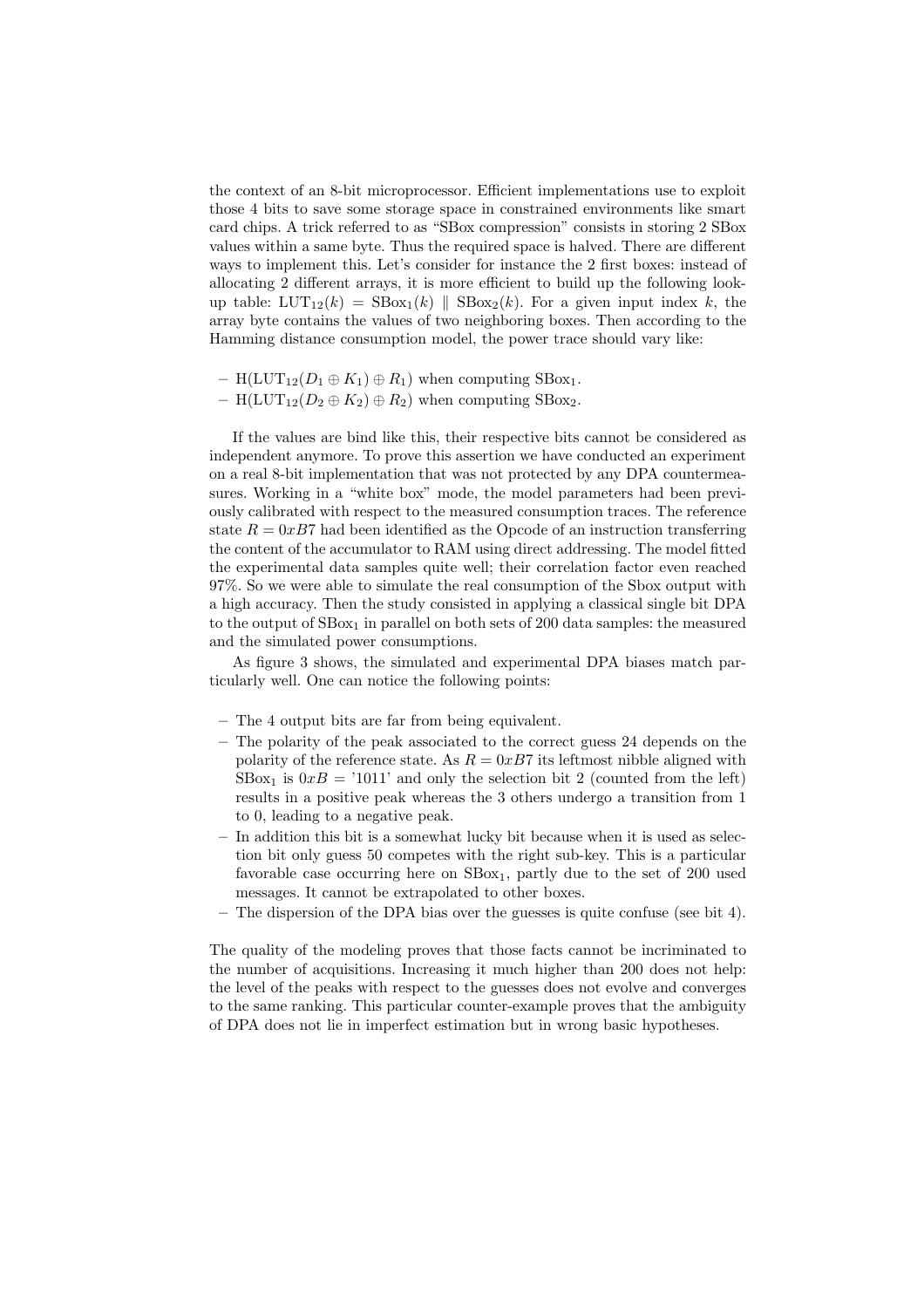the context of an 8-bit microprocessor. Efficient implementations use to exploit those 4 bits to save some storage space in constrained environments like smart card chips. A trick referred to as "SBox compression" consists in storing 2 SBox values within a same byte. Thus the required space is halved. There are different ways to implement this. Let's consider for instance the 2 first boxes: instead of allocating 2 different arrays, it is more efficient to build up the following look-up table: $\text{LUT}_{12}(k) = \text{SBox}_1(k) \parallel \text{SBox}_2(k)$. For a given input index $k$, the array byte contains the values of two neighboring boxes. Then according to the Hamming distance consumption model, the power trace should vary like:

– $\text{H}(\text{LUT}_{12}(D_1 \oplus K_1) \oplus R_1)$ when computing $\text{SBox}_1$.
– $\text{H}(\text{LUT}_{12}(D_2 \oplus K_2) \oplus R_2)$ when computing $\text{SBox}_2$.

If the values are bind like this, their respective bits cannot be considered as independent anymore. To prove this assertion we have conducted an experiment on a real 8-bit implementation that was not protected by any DPA countermeasures. Working in a "white box" mode, the model parameters had been previously calibrated with respect to the measured consumption traces. The reference state $R = 0xB7$ had been identified as the Opcode of an instruction transferring the content of the accumulator to RAM using direct addressing. The model fitted the experimental data samples quite well; their correlation factor even reached 97%. So we were able to simulate the real consumption of the Sbox output with a high accuracy. Then the study consisted in applying a classical single bit DPA to the output of $\text{SBox}_1$ in parallel on both sets of 200 data samples: the measured and the simulated power consumptions.

As figure 3 shows, the simulated and experimental DPA biases match particularly well. One can notice the following points:

– The 4 output bits are far from being equivalent.
– The polarity of the peak associated to the correct guess 24 depends on the polarity of the reference state. As $R = 0xB7$ its leftmost nibble aligned with $\text{SBox}_1$ is $0xB =$ '1011' and only the selection bit 2 (counted from the left) results in a positive peak whereas the 3 others undergo a transition from 1 to 0, leading to a negative peak.
– In addition this bit is a somewhat lucky bit because when it is used as selection bit only guess 50 competes with the right sub-key. This is a particular favorable case occurring here on $\text{SBox}_1$, partly due to the set of 200 used messages. It cannot be extrapolated to other boxes.
– The dispersion of the DPA bias over the guesses is quite confuse (see bit 4).

The quality of the modeling proves that those facts cannot be incriminated to the number of acquisitions. Increasing it much higher than 200 does not help: the level of the peaks with respect to the guesses does not evolve and converges to the same ranking. This particular counter-example proves that the ambiguity of DPA does not lie in imperfect estimation but in wrong basic hypotheses.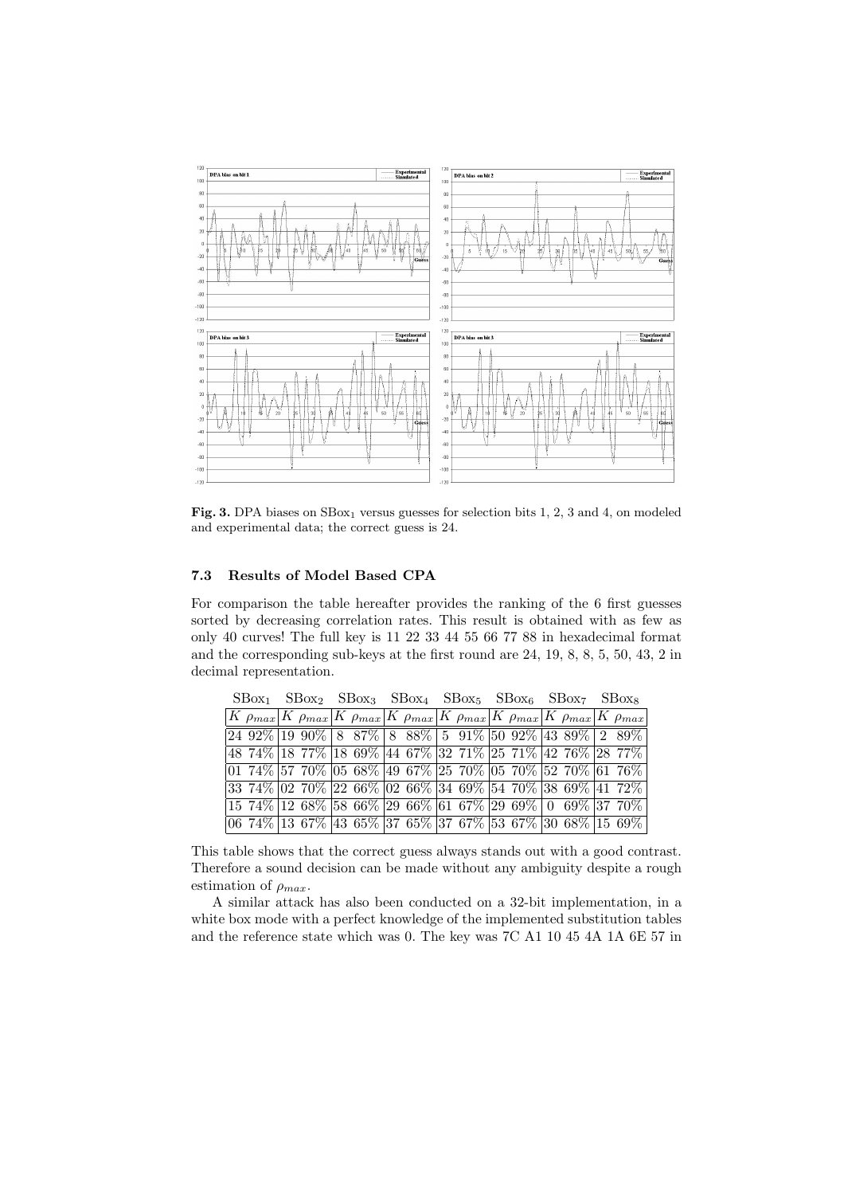**Fig. 3.** DPA biases on $SBox_1$ versus guesses for selection bits 1, 2, 3 and 4, on modeled and experimental data; the correct guess is 24.

### 7.3 Results of Model Based CPA

For comparison the table hereafter provides the ranking of the 6 first guesses sorted by decreasing correlation rates. This result is obtained with as few as only 40 curves! The full key is 11 22 33 44 55 66 77 88 in hexadecimal format and the corresponding sub-keys at the first round are 24, 19, 8, 8, 5, 50, 43, 2 in decimal representation.

| $SBox_1$ | | $SBox_2$ | | $SBox_3$ | | $SBox_4$ | | $SBox_5$ | | $SBox_6$ | | $SBox_7$ | | $SBox_8$ | |
|---|---|---|---|---|---|---|---|---|---|---|---|---|---|---|---|
| $K$ | $\rho_{max}$ | $K$ | $\rho_{max}$ | $K$ | $\rho_{max}$ | $K$ | $\rho_{max}$ | $K$ | $\rho_{max}$ | $K$ | $\rho_{max}$ | $K$ | $\rho_{max}$ | $K$ | $\rho_{max}$ |
| 24 | 92% | 19 | 90% | 8 | 87% | 8 | 88% | 5 | 91% | 50 | 92% | 43 | 89% | 2 | 89% |
| 48 | 74% | 18 | 77% | 18 | 69% | 44 | 67% | 32 | 71% | 25 | 71% | 42 | 76% | 28 | 77% |
| 01 | 74% | 57 | 70% | 05 | 68% | 49 | 67% | 25 | 70% | 05 | 70% | 52 | 70% | 61 | 76% |
| 33 | 74% | 02 | 70% | 22 | 66% | 02 | 66% | 34 | 69% | 54 | 70% | 38 | 69% | 41 | 72% |
| 15 | 74% | 12 | 68% | 58 | 66% | 29 | 66% | 61 | 67% | 29 | 69% | 0 | 69% | 37 | 70% |
| 06 | 74% | 13 | 67% | 43 | 65% | 37 | 65% | 37 | 67% | 53 | 67% | 30 | 68% | 15 | 69% |

This table shows that the correct guess always stands out with a good contrast. Therefore a sound decision can be made without any ambiguity despite a rough estimation of $\rho_{max}$.

A similar attack has also been conducted on a 32-bit implementation, in a white box mode with a perfect knowledge of the implemented substitution tables and the reference state which was 0. The key was 7C A1 10 45 4A 1A 6E 57 in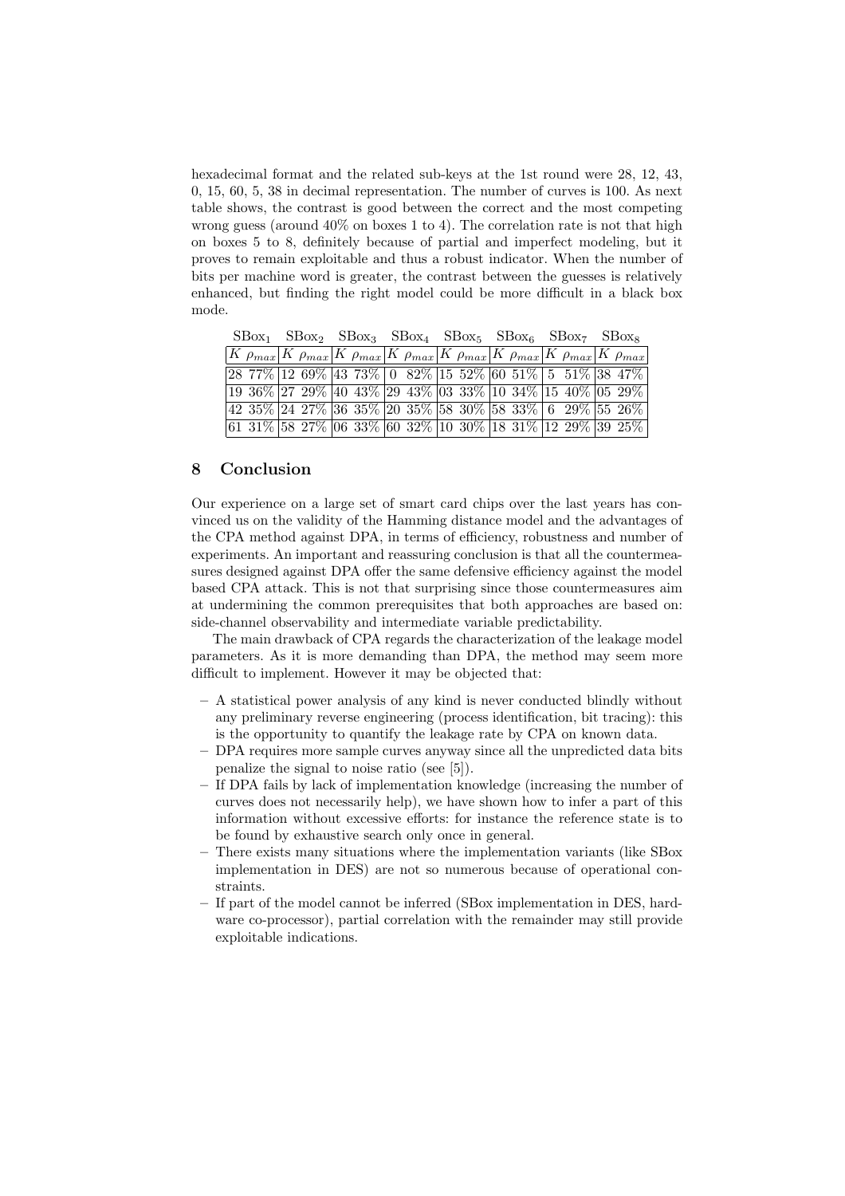hexadecimal format and the related sub-keys at the 1st round were 28, 12, 43, 0, 15, 60, 5, 38 in decimal representation. The number of curves is 100. As next table shows, the contrast is good between the correct and the most competing wrong guess (around 40% on boxes 1 to 4). The correlation rate is not that high on boxes 5 to 8, definitely because of partial and imperfect modeling, but it proves to remain exploitable and thus a robust indicator. When the number of bits per machine word is greater, the contrast between the guesses is relatively enhanced, but finding the right model could be more difficult in a black box mode.

| $SBox_1$ | | $SBox_2$ | | $SBox_3$ | | $SBox_4$ | | $SBox_5$ | | $SBox_6$ | | $SBox_7$ | | $SBox_8$ | |
|---|---|---|---|---|---|---|---|---|---|---|---|---|---|---|---|
| $K$ | $\rho_{max}$ | $K$ | $\rho_{max}$ | $K$ | $\rho_{max}$ | $K$ | $\rho_{max}$ | $K$ | $\rho_{max}$ | $K$ | $\rho_{max}$ | $K$ | $\rho_{max}$ | $K$ | $\rho_{max}$ |
| 28 | 77% | 12 | 69% | 43 | 73% | 0 | 82% | 15 | 52% | 60 | 51% | 5 | 51% | 38 | 47% |
| 19 | 36% | 27 | 29% | 40 | 43% | 29 | 43% | 03 | 33% | 10 | 34% | 15 | 40% | 05 | 29% |
| 42 | 35% | 24 | 27% | 36 | 35% | 20 | 35% | 58 | 30% | 58 | 33% | 6 | 29% | 55 | 26% |
| 61 | 31% | 58 | 27% | 06 | 33% | 60 | 32% | 10 | 30% | 18 | 31% | 12 | 29% | 39 | 25% |

## 8 Conclusion

Our experience on a large set of smart card chips over the last years has convinced us on the validity of the Hamming distance model and the advantages of the CPA method against DPA, in terms of efficiency, robustness and number of experiments. An important and reassuring conclusion is that all the countermeasures designed against DPA offer the same defensive efficiency against the model based CPA attack. This is not that surprising since those countermeasures aim at undermining the common prerequisites that both approaches are based on: side-channel observability and intermediate variable predictability.

The main drawback of CPA regards the characterization of the leakage model parameters. As it is more demanding than DPA, the method may seem more difficult to implement. However it may be objected that:

- A statistical power analysis of any kind is never conducted blindly without any preliminary reverse engineering (process identification, bit tracing): this is the opportunity to quantify the leakage rate by CPA on known data.
- DPA requires more sample curves anyway since all the unpredicted data bits penalize the signal to noise ratio (see [5]).
- If DPA fails by lack of implementation knowledge (increasing the number of curves does not necessarily help), we have shown how to infer a part of this information without excessive efforts: for instance the reference state is to be found by exhaustive search only once in general.
- There exists many situations where the implementation variants (like SBox implementation in DES) are not so numerous because of operational constraints.
- If part of the model cannot be inferred (SBox implementation in DES, hardware co-processor), partial correlation with the remainder may still provide exploitable indications.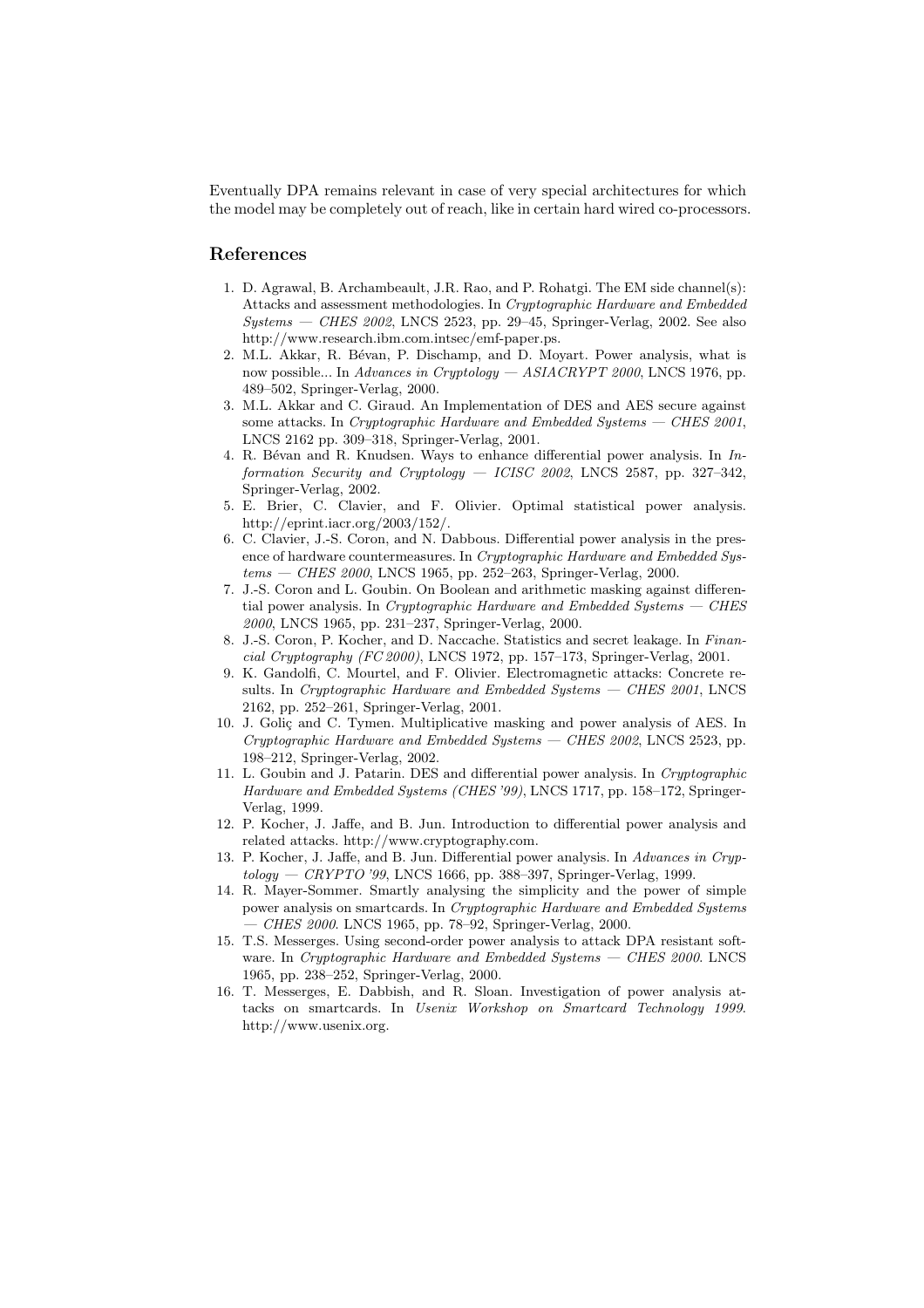Eventually DPA remains relevant in case of very special architectures for which the model may be completely out of reach, like in certain hard wired co-processors.

## References

1. D. Agrawal, B. Archambeault, J.R. Rao, and P. Rohatgi. The EM side channel(s): Attacks and assessment methodologies. In *Cryptographic Hardware and Embedded Systems — CHES 2002*, LNCS 2523, pp. 29–45, Springer-Verlag, 2002. See also http://www.research.ibm.com.intsec/emf-paper.ps.
2. M.L. Akkar, R. Bévan, P. Dischamp, and D. Moyart. Power analysis, what is now possible... In *Advances in Cryptology — ASIACRYPT 2000*, LNCS 1976, pp. 489–502, Springer-Verlag, 2000.
3. M.L. Akkar and C. Giraud. An Implementation of DES and AES secure against some attacks. In *Cryptographic Hardware and Embedded Systems — CHES 2001*, LNCS 2162 pp. 309–318, Springer-Verlag, 2001.
4. R. Bévan and R. Knudsen. Ways to enhance differential power analysis. In *Information Security and Cryptology — ICISC 2002*, LNCS 2587, pp. 327–342, Springer-Verlag, 2002.
5. E. Brier, C. Clavier, and F. Olivier. Optimal statistical power analysis. http://eprint.iacr.org/2003/152/.
6. C. Clavier, J.-S. Coron, and N. Dabbous. Differential power analysis in the presence of hardware countermeasures. In *Cryptographic Hardware and Embedded Systems — CHES 2000*, LNCS 1965, pp. 252–263, Springer-Verlag, 2000.
7. J.-S. Coron and L. Goubin. On Boolean and arithmetic masking against differential power analysis. In *Cryptographic Hardware and Embedded Systems — CHES 2000*, LNCS 1965, pp. 231–237, Springer-Verlag, 2000.
8. J.-S. Coron, P. Kocher, and D. Naccache. Statistics and secret leakage. In *Financial Cryptography (FC 2000)*, LNCS 1972, pp. 157–173, Springer-Verlag, 2001.
9. K. Gandolfi, C. Mourtel, and F. Olivier. Electromagnetic attacks: Concrete results. In *Cryptographic Hardware and Embedded Systems — CHES 2001*, LNCS 2162, pp. 252–261, Springer-Verlag, 2001.
10. J. Goliç and C. Tymen. Multiplicative masking and power analysis of AES. In *Cryptographic Hardware and Embedded Systems — CHES 2002*, LNCS 2523, pp. 198–212, Springer-Verlag, 2002.
11. L. Goubin and J. Patarin. DES and differential power analysis. In *Cryptographic Hardware and Embedded Systems (CHES '99)*, LNCS 1717, pp. 158–172, Springer-Verlag, 1999.
12. P. Kocher, J. Jaffe, and B. Jun. Introduction to differential power analysis and related attacks. http://www.cryptography.com.
13. P. Kocher, J. Jaffe, and B. Jun. Differential power analysis. In *Advances in Cryptology — CRYPTO '99*, LNCS 1666, pp. 388–397, Springer-Verlag, 1999.
14. R. Mayer-Sommer. Smartly analysing the simplicity and the power of simple power analysis on smartcards. In *Cryptographic Hardware and Embedded Systems — CHES 2000*. LNCS 1965, pp. 78–92, Springer-Verlag, 2000.
15. T.S. Messerges. Using second-order power analysis to attack DPA resistant software. In *Cryptographic Hardware and Embedded Systems — CHES 2000*. LNCS 1965, pp. 238–252, Springer-Verlag, 2000.
16. T. Messerges, E. Dabbish, and R. Sloan. Investigation of power analysis attacks on smartcards. In *Usenix Workshop on Smartcard Technology 1999*. http://www.usenix.org.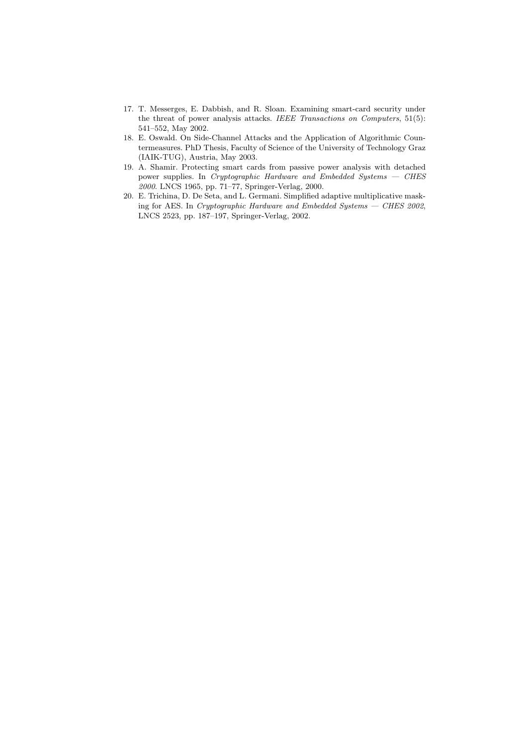17. T. Messerges, E. Dabbish, and R. Sloan. Examining smart-card security under the threat of power analysis attacks. *IEEE Transactions on Computers*, 51(5): 541–552, May 2002.
18. E. Oswald. On Side-Channel Attacks and the Application of Algorithmic Countermeasures. PhD Thesis, Faculty of Science of the University of Technology Graz (IAIK-TUG), Austria, May 2003.
19. A. Shamir. Protecting smart cards from passive power analysis with detached power supplies. In *Cryptographic Hardware and Embedded Systems — CHES 2000*. LNCS 1965, pp. 71–77, Springer-Verlag, 2000.
20. E. Trichina, D. De Seta, and L. Germani. Simplified adaptive multiplicative masking for AES. In *Cryptographic Hardware and Embedded Systems — CHES 2002*, LNCS 2523, pp. 187–197, Springer-Verlag, 2002.